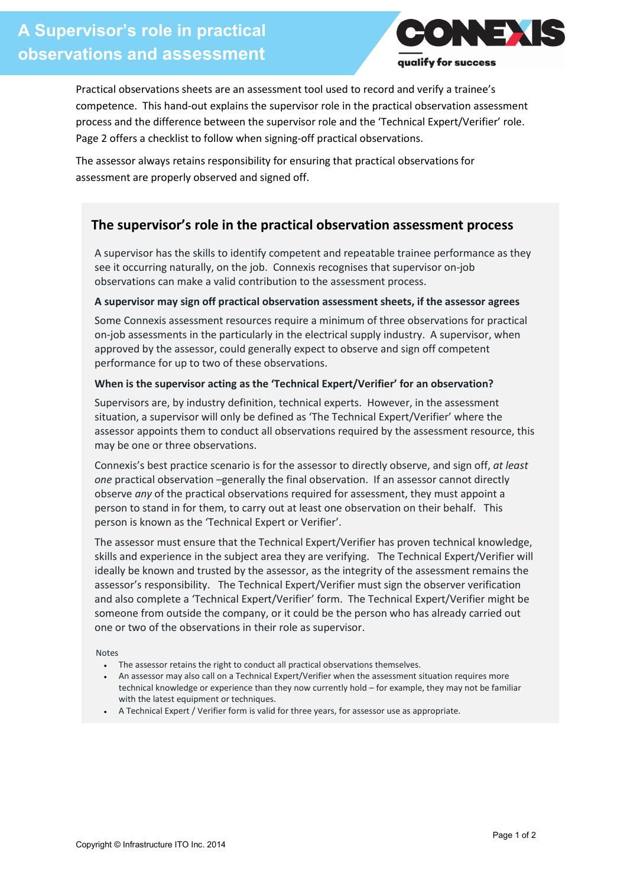# A Supervisor's role in practical observations and assessment

Practical observations sheets are an assessment tool used to record and verify a trainee's competence. This hand-out explains the supervisor role in the practical observation assessment process and the difference between the supervisor role and the 'Technical Expert/Verifier' role. Page 2 offers a checklist to follow when signing-off practical observations.

The assessor always retains responsibility for ensuring that practical observations for assessment are properly observed and signed off.

## The supervisor's role in the practical observation assessment process

A supervisor has the skills to identify competent and repeatable trainee performance as they see it occurring naturally, on the job. Connexis recognises that supervisor on-job observations can make a valid contribution to the assessment process.

**A supervisor may sign off practical observation assessment sheets, if the assessor agrees**

Some Connexis assessment resources require a minimum of three observations for practical on-job assessments in the particularly in the electrical supply industry. A supervisor, when approved by the assessor, could generally expect to observe and sign off competent performance for up to two of these observations.

**When is the supervisor acting as the 'Technical Expert/Verifier' for an observation?**

Supervisors are, by industry definition, technical experts. However, in the assessment situation, a supervisor will only be defined as 'The Technical Expert/Verifier' where the assessor appoints them to conduct all observations required by the assessment resource, this may be one or three observations.

Connexis's best practice scenario is for the assessor to directly observe, and sign off, *at least one* practical observation –generally the final observation. If an assessor cannot directly observe *any* of the practical observations required for assessment, they must appoint a person to stand in for them, to carry out at least one observation on their behalf. This person is known as the 'Technical Expert or Verifier'.

The assessor must ensure that the Technical Expert/Verifier has proven technical knowledge, skills and experience in the subject area they are verifying. The Technical Expert/Verifier will ideally be known and trusted by the assessor, as the integrity of the assessment remains the assessor's responsibility. The Technical Expert/Verifier must sign the observer verification and also complete a 'Technical Expert/Verifier' form. The Technical Expert/Verifier might be someone from outside the company, or it could be the person who has already carried out one or two of the observations in their role as supervisor.

Notes

- The assessor retains the right to conduct all practical observations themselves.
- An assessor may also call on a Technical Expert/Verifier when the assessment situation requires more technical knowledge or experience than they now currently hold – for example, they may not be familiar with the latest equipment or techniques.
- A Technical Expert / Verifier form is valid for three years, for assessor use as appropriate.

Copyright © Infrastructure ITO Inc. 2014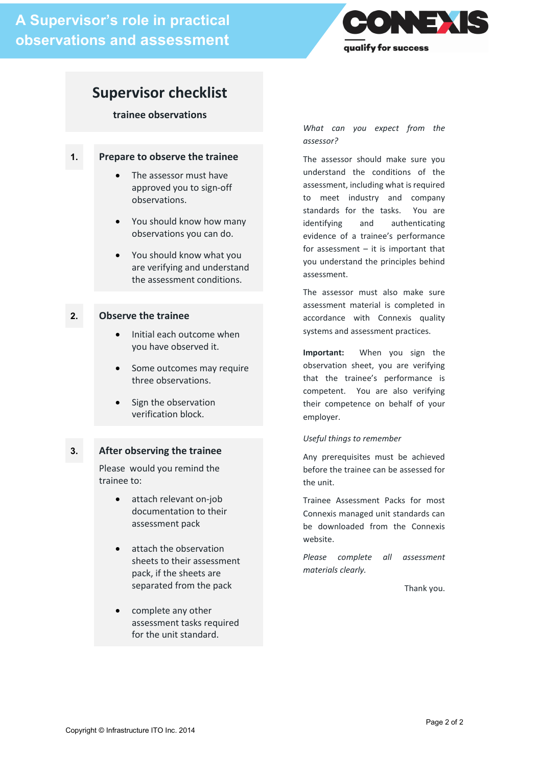# A Supervisor's role in practical observations and assessment

CONNEXIS
qualify for success

## Supervisor checklist

**trainee observations**

### 1. Prepare to observe the trainee

- The assessor must have approved you to sign-off observations.
- You should know how many observations you can do.
- You should know what you are verifying and understand the assessment conditions.

### 2. Observe the trainee

- Initial each outcome when you have observed it.
- Some outcomes may require three observations.
- Sign the observation verification block.

### 3. After observing the trainee

Please would you remind the trainee to:

- attach relevant on-job documentation to their assessment pack
- attach the observation sheets to their assessment pack, if the sheets are separated from the pack
- complete any other assessment tasks required for the unit standard.

*What can you expect from the assessor?*

The assessor should make sure you understand the conditions of the assessment, including what is required to meet industry and company standards for the tasks. You are identifying and authenticating evidence of a trainee's performance for assessment – it is important that you understand the principles behind assessment.

The assessor must also make sure assessment material is completed in accordance with Connexis quality systems and assessment practices.

**Important:** When you sign the observation sheet, you are verifying that the trainee's performance is competent. You are also verifying their competence on behalf of your employer.

*Useful things to remember*

Any prerequisites must be achieved before the trainee can be assessed for the unit.

Trainee Assessment Packs for most Connexis managed unit standards can be downloaded from the Connexis website.

*Please complete all assessment materials clearly.*

Thank you.

Copyright © Infrastructure ITO Inc. 2014